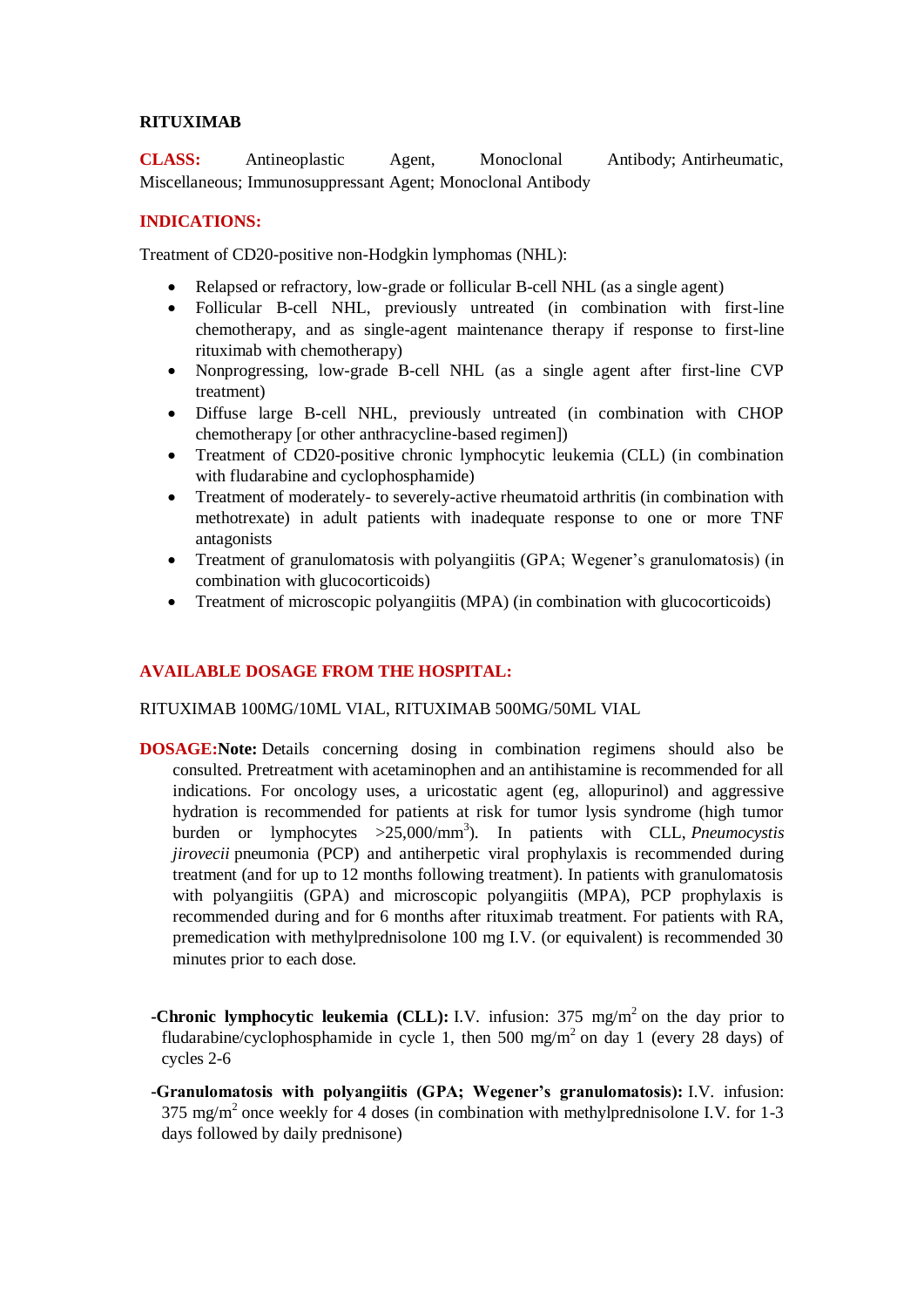# RITUXIMAB

**CLASS:** Antineoplastic Agent, Monoclonal Antibody; Antirheumatic, Miscellaneous; Immunosuppressant Agent; Monoclonal Antibody

**INDICATIONS:**

Treatment of CD20-positive non-Hodgkin lymphomas (NHL):

- Relapsed or refractory, low-grade or follicular B-cell NHL (as a single agent)
- Follicular B-cell NHL, previously untreated (in combination with first-line chemotherapy, and as single-agent maintenance therapy if response to first-line rituximab with chemotherapy)
- Nonprogressing, low-grade B-cell NHL (as a single agent after first-line CVP treatment)
- Diffuse large B-cell NHL, previously untreated (in combination with CHOP chemotherapy [or other anthracycline-based regimen])
- Treatment of CD20-positive chronic lymphocytic leukemia (CLL) (in combination with fludarabine and cyclophosphamide)
- Treatment of moderately- to severely-active rheumatoid arthritis (in combination with methotrexate) in adult patients with inadequate response to one or more TNF antagonists
- Treatment of granulomatosis with polyangiitis (GPA; Wegener's granulomatosis) (in combination with glucocorticoids)
- Treatment of microscopic polyangiitis (MPA) (in combination with glucocorticoids)

**AVAILABLE DOSAGE FROM THE HOSPITAL:**

RITUXIMAB 100MG/10ML VIAL, RITUXIMAB 500MG/50ML VIAL

**DOSAGE:** **Note:** Details concerning dosing in combination regimens should also be consulted. Pretreatment with acetaminophen and an antihistamine is recommended for all indications. For oncology uses, a uricostatic agent (eg, allopurinol) and aggressive hydration is recommended for patients at risk for tumor lysis syndrome (high tumor burden or lymphocytes $>25{,}000/mm^3$). In patients with CLL, *Pneumocystis jirovecii* pneumonia (PCP) and antiherpetic viral prophylaxis is recommended during treatment (and for up to 12 months following treatment). In patients with granulomatosis with polyangiitis (GPA) and microscopic polyangiitis (MPA), PCP prophylaxis is recommended during and for 6 months after rituximab treatment. For patients with RA, premedication with methylprednisolone 100 mg I.V. (or equivalent) is recommended 30 minutes prior to each dose.

- **Chronic lymphocytic leukemia (CLL):** I.V. infusion: 375 $mg/m^2$ on the day prior to fludarabine/cyclophosphamide in cycle 1, then 500 $mg/m^2$ on day 1 (every 28 days) of cycles 2-6

- **Granulomatosis with polyangiitis (GPA; Wegener's granulomatosis):** I.V. infusion: 375 $mg/m^2$ once weekly for 4 doses (in combination with methylprednisolone I.V. for 1-3 days followed by daily prednisone)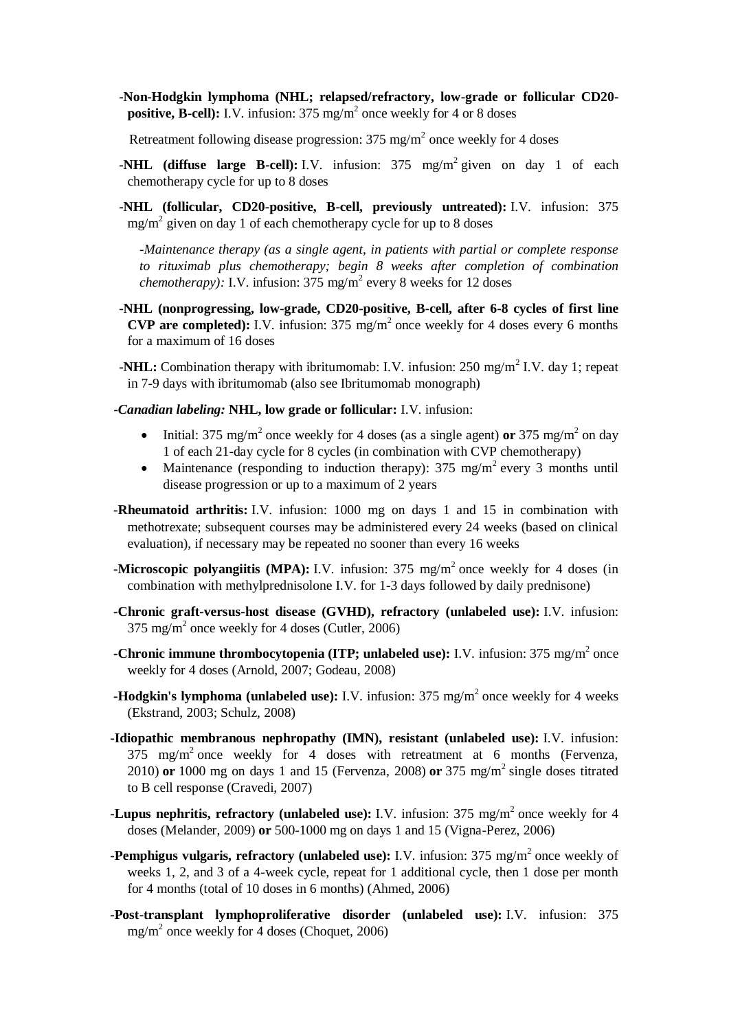-**Non-Hodgkin lymphoma (NHL; relapsed/refractory, low-grade or follicular CD20-positive, B-cell):** I.V. infusion: 375 mg/$m^2$ once weekly for 4 or 8 doses

Retreatment following disease progression: 375 mg/$m^2$ once weekly for 4 doses

-**NHL (diffuse large B-cell):** I.V. infusion: 375 mg/$m^2$ given on day 1 of each chemotherapy cycle for up to 8 doses

-**NHL (follicular, CD20-positive, B-cell, previously untreated):** I.V. infusion: 375 mg/$m^2$ given on day 1 of each chemotherapy cycle for up to 8 doses

-*Maintenance therapy (as a single agent, in patients with partial or complete response to rituximab plus chemotherapy; begin 8 weeks after completion of combination chemotherapy):* I.V. infusion: 375 mg/$m^2$ every 8 weeks for 12 doses

-**NHL (nonprogressing, low-grade, CD20-positive, B-cell, after 6-8 cycles of first line CVP are completed):** I.V. infusion: 375 mg/$m^2$ once weekly for 4 doses every 6 months for a maximum of 16 doses

-**NHL:** Combination therapy with ibritumomab: I.V. infusion: 250 mg/$m^2$ I.V. day 1; repeat in 7-9 days with ibritumomab (also see Ibritumomab monograph)

-*Canadian labeling:* **NHL, low grade or follicular:** I.V. infusion:

- Initial: 375 mg/$m^2$ once weekly for 4 doses (as a single agent) **or** 375 mg/$m^2$ on day 1 of each 21-day cycle for 8 cycles (in combination with CVP chemotherapy)
- Maintenance (responding to induction therapy): 375 mg/$m^2$ every 3 months until disease progression or up to a maximum of 2 years

-**Rheumatoid arthritis:** I.V. infusion: 1000 mg on days 1 and 15 in combination with methotrexate; subsequent courses may be administered every 24 weeks (based on clinical evaluation), if necessary may be repeated no sooner than every 16 weeks

-**Microscopic polyangiitis (MPA):** I.V. infusion: 375 mg/$m^2$ once weekly for 4 doses (in combination with methylprednisolone I.V. for 1-3 days followed by daily prednisone)

-**Chronic graft-versus-host disease (GVHD), refractory (unlabeled use):** I.V. infusion: 375 mg/$m^2$ once weekly for 4 doses (Cutler, 2006)

-**Chronic immune thrombocytopenia (ITP; unlabeled use):** I.V. infusion: 375 mg/$m^2$ once weekly for 4 doses (Arnold, 2007; Godeau, 2008)

-**Hodgkin's lymphoma (unlabeled use):** I.V. infusion: 375 mg/$m^2$ once weekly for 4 weeks (Ekstrand, 2003; Schulz, 2008)

-**Idiopathic membranous nephropathy (IMN), resistant (unlabeled use):** I.V. infusion: 375 mg/$m^2$ once weekly for 4 doses with retreatment at 6 months (Fervenza, 2010) **or** 1000 mg on days 1 and 15 (Fervenza, 2008) **or** 375 mg/$m^2$ single doses titrated to B cell response (Cravedi, 2007)

-**Lupus nephritis, refractory (unlabeled use):** I.V. infusion: 375 mg/$m^2$ once weekly for 4 doses (Melander, 2009) **or** 500-1000 mg on days 1 and 15 (Vigna-Perez, 2006)

-**Pemphigus vulgaris, refractory (unlabeled use):** I.V. infusion: 375 mg/$m^2$ once weekly of weeks 1, 2, and 3 of a 4-week cycle, repeat for 1 additional cycle, then 1 dose per month for 4 months (total of 10 doses in 6 months) (Ahmed, 2006)

-**Post-transplant lymphoproliferative disorder (unlabeled use):** I.V. infusion: 375 mg/$m^2$ once weekly for 4 doses (Choquet, 2006)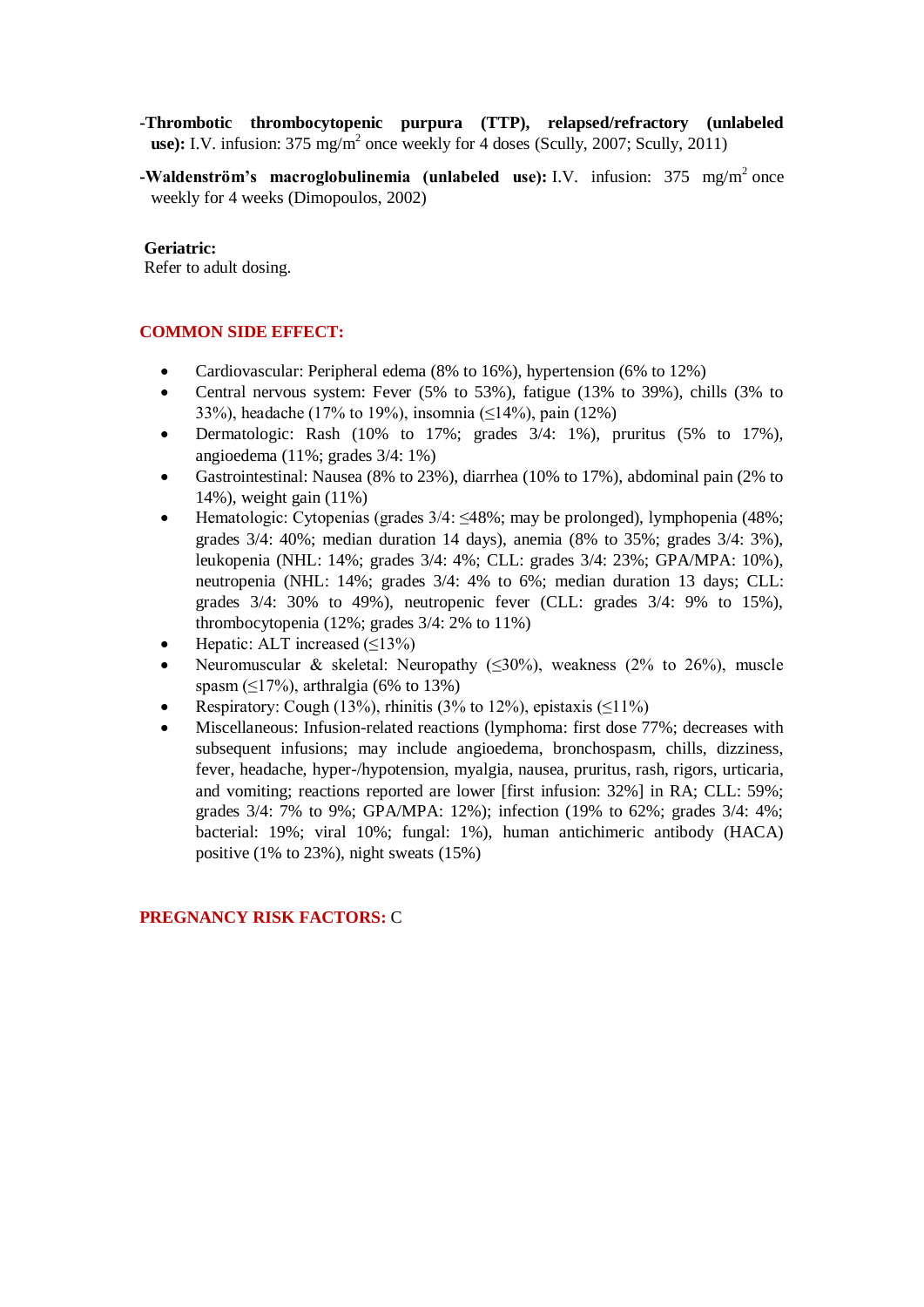-**Thrombotic thrombocytopenic purpura (TTP), relapsed/refractory (unlabeled use):** I.V. infusion: 375 mg/m$^2$ once weekly for 4 doses (Scully, 2007; Scully, 2011)

-**Waldenström's macroglobulinemia (unlabeled use):** I.V. infusion: 375 mg/m$^2$ once weekly for 4 weeks (Dimopoulos, 2002)

**Geriatric:**
Refer to adult dosing.

## COMMON SIDE EFFECT:

- Cardiovascular: Peripheral edema (8% to 16%), hypertension (6% to 12%)
- Central nervous system: Fever (5% to 53%), fatigue (13% to 39%), chills (3% to 33%), headache (17% to 19%), insomnia (≤14%), pain (12%)
- Dermatologic: Rash (10% to 17%; grades 3/4: 1%), pruritus (5% to 17%), angioedema (11%; grades 3/4: 1%)
- Gastrointestinal: Nausea (8% to 23%), diarrhea (10% to 17%), abdominal pain (2% to 14%), weight gain (11%)
- Hematologic: Cytopenias (grades 3/4: ≤48%; may be prolonged), lymphopenia (48%; grades 3/4: 40%; median duration 14 days), anemia (8% to 35%; grades 3/4: 3%), leukopenia (NHL: 14%; grades 3/4: 4%; CLL: grades 3/4: 23%; GPA/MPA: 10%), neutropenia (NHL: 14%; grades 3/4: 4% to 6%; median duration 13 days; CLL: grades 3/4: 30% to 49%), neutropenic fever (CLL: grades 3/4: 9% to 15%), thrombocytopenia (12%; grades 3/4: 2% to 11%)
- Hepatic: ALT increased (≤13%)
- Neuromuscular & skeletal: Neuropathy (≤30%), weakness (2% to 26%), muscle spasm (≤17%), arthralgia (6% to 13%)
- Respiratory: Cough (13%), rhinitis (3% to 12%), epistaxis (≤11%)
- Miscellaneous: Infusion-related reactions (lymphoma: first dose 77%; decreases with subsequent infusions; may include angioedema, bronchospasm, chills, dizziness, fever, headache, hyper-/hypotension, myalgia, nausea, pruritus, rash, rigors, urticaria, and vomiting; reactions reported are lower [first infusion: 32%] in RA; CLL: 59%; grades 3/4: 7% to 9%; GPA/MPA: 12%); infection (19% to 62%; grades 3/4: 4%; bacterial: 19%; viral 10%; fungal: 1%), human antichimeric antibody (HACA) positive (1% to 23%), night sweats (15%)

**PREGNANCY RISK FACTORS:** C